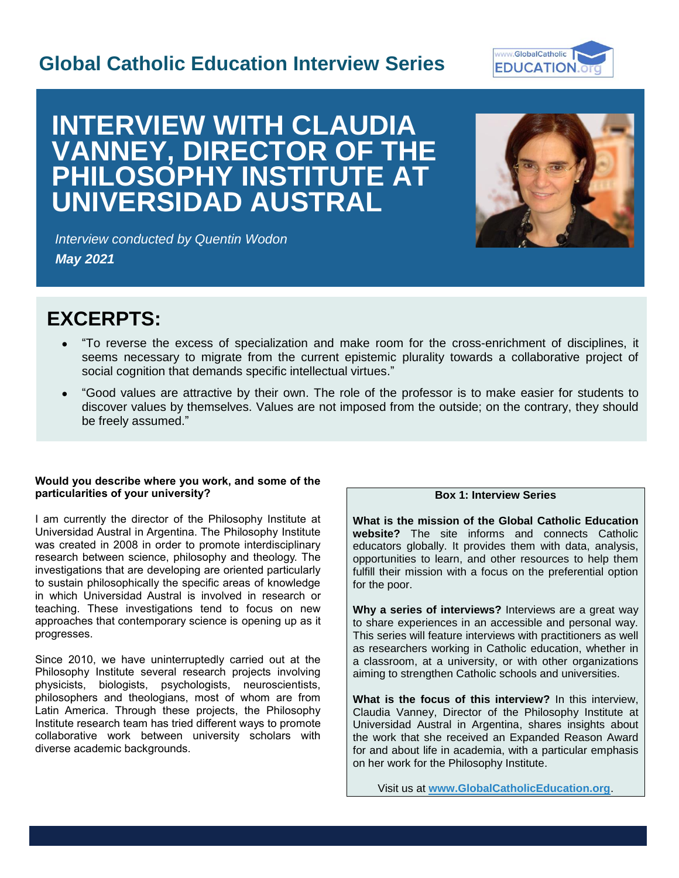## Global Catholic Education Interview Series

# INTERVIEW WITH CLAUDIA VANNEY, DIRECTOR OF THE PHILOSOPHY INSTITUTE AT UNIVERSIDAD AUSTRAL

*Interview conducted by Quentin Wodon*

***May 2021***

## EXCERPTS:

- "To reverse the excess of specialization and make room for the cross-enrichment of disciplines, it seems necessary to migrate from the current epistemic plurality towards a collaborative project of social cognition that demands specific intellectual virtues."
- "Good values are attractive by their own. The role of the professor is to make easier for students to discover values by themselves. Values are not imposed from the outside; on the contrary, they should be freely assumed."

**Would you describe where you work, and some of the particularities of your university?**

I am currently the director of the Philosophy Institute at Universidad Austral in Argentina. The Philosophy Institute was created in 2008 in order to promote interdisciplinary research between science, philosophy and theology. The investigations that are developing are oriented particularly to sustain philosophically the specific areas of knowledge in which Universidad Austral is involved in research or teaching. These investigations tend to focus on new approaches that contemporary science is opening up as it progresses.

Since 2010, we have uninterruptedly carried out at the Philosophy Institute several research projects involving physicists, biologists, psychologists, neuroscientists, philosophers and theologians, most of whom are from Latin America. Through these projects, the Philosophy Institute research team has tried different ways to promote collaborative work between university scholars with diverse academic backgrounds.

**Box 1: Interview Series**

**What is the mission of the Global Catholic Education website?** The site informs and connects Catholic educators globally. It provides them with data, analysis, opportunities to learn, and other resources to help them fulfill their mission with a focus on the preferential option for the poor.

**Why a series of interviews?** Interviews are a great way to share experiences in an accessible and personal way. This series will feature interviews with practitioners as well as researchers working in Catholic education, whether in a classroom, at a university, or with other organizations aiming to strengthen Catholic schools and universities.

**What is the focus of this interview?** In this interview, Claudia Vanney, Director of the Philosophy Institute at Universidad Austral in Argentina, shares insights about the work that she received an Expanded Reason Award for and about life in academia, with a particular emphasis on her work for the Philosophy Institute.

Visit us at **www.GlobalCatholicEducation.org**.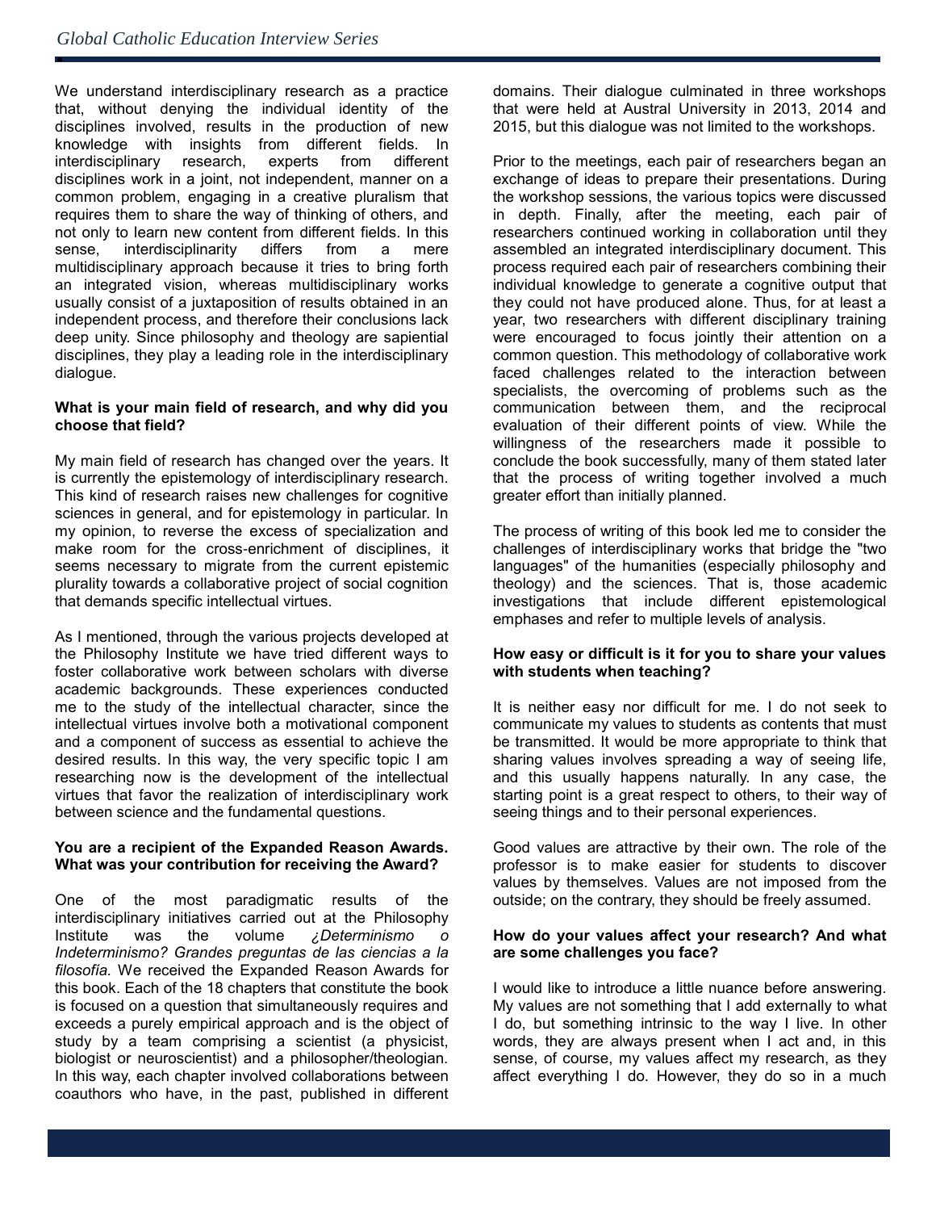We understand interdisciplinary research as a practice that, without denying the individual identity of the disciplines involved, results in the production of new knowledge with insights from different fields. In interdisciplinary research, experts from different disciplines work in a joint, not independent, manner on a common problem, engaging in a creative pluralism that requires them to share the way of thinking of others, and not only to learn new content from different fields. In this sense, interdisciplinarity differs from a mere multidisciplinary approach because it tries to bring forth an integrated vision, whereas multidisciplinary works usually consist of a juxtaposition of results obtained in an independent process, and therefore their conclusions lack deep unity. Since philosophy and theology are sapiential disciplines, they play a leading role in the interdisciplinary dialogue.

**What is your main field of research, and why did you choose that field?**

My main field of research has changed over the years. It is currently the epistemology of interdisciplinary research. This kind of research raises new challenges for cognitive sciences in general, and for epistemology in particular. In my opinion, to reverse the excess of specialization and make room for the cross-enrichment of disciplines, it seems necessary to migrate from the current epistemic plurality towards a collaborative project of social cognition that demands specific intellectual virtues.

As I mentioned, through the various projects developed at the Philosophy Institute we have tried different ways to foster collaborative work between scholars with diverse academic backgrounds. These experiences conducted me to the study of the intellectual character, since the intellectual virtues involve both a motivational component and a component of success as essential to achieve the desired results. In this way, the very specific topic I am researching now is the development of the intellectual virtues that favor the realization of interdisciplinary work between science and the fundamental questions.

**You are a recipient of the Expanded Reason Awards. What was your contribution for receiving the Award?**

One of the most paradigmatic results of the interdisciplinary initiatives carried out at the Philosophy Institute was the volume *¿Determinismo o Indeterminismo? Grandes preguntas de las ciencias a la filosofía.* We received the Expanded Reason Awards for this book. Each of the 18 chapters that constitute the book is focused on a question that simultaneously requires and exceeds a purely empirical approach and is the object of study by a team comprising a scientist (a physicist, biologist or neuroscientist) and a philosopher/theologian. In this way, each chapter involved collaborations between coauthors who have, in the past, published in different domains. Their dialogue culminated in three workshops that were held at Austral University in 2013, 2014 and 2015, but this dialogue was not limited to the workshops.

Prior to the meetings, each pair of researchers began an exchange of ideas to prepare their presentations. During the workshop sessions, the various topics were discussed in depth. Finally, after the meeting, each pair of researchers continued working in collaboration until they assembled an integrated interdisciplinary document. This process required each pair of researchers combining their individual knowledge to generate a cognitive output that they could not have produced alone. Thus, for at least a year, two researchers with different disciplinary training were encouraged to focus jointly their attention on a common question. This methodology of collaborative work faced challenges related to the interaction between specialists, the overcoming of problems such as the communication between them, and the reciprocal evaluation of their different points of view. While the willingness of the researchers made it possible to conclude the book successfully, many of them stated later that the process of writing together involved a much greater effort than initially planned.

The process of writing of this book led me to consider the challenges of interdisciplinary works that bridge the "two languages" of the humanities (especially philosophy and theology) and the sciences. That is, those academic investigations that include different epistemological emphases and refer to multiple levels of analysis.

**How easy or difficult is it for you to share your values with students when teaching?**

It is neither easy nor difficult for me. I do not seek to communicate my values to students as contents that must be transmitted. It would be more appropriate to think that sharing values involves spreading a way of seeing life, and this usually happens naturally. In any case, the starting point is a great respect to others, to their way of seeing things and to their personal experiences.

Good values are attractive by their own. The role of the professor is to make easier for students to discover values by themselves. Values are not imposed from the outside; on the contrary, they should be freely assumed.

**How do your values affect your research? And what are some challenges you face?**

I would like to introduce a little nuance before answering. My values are not something that I add externally to what I do, but something intrinsic to the way I live. In other words, they are always present when I act and, in this sense, of course, my values affect my research, as they affect everything I do. However, they do so in a much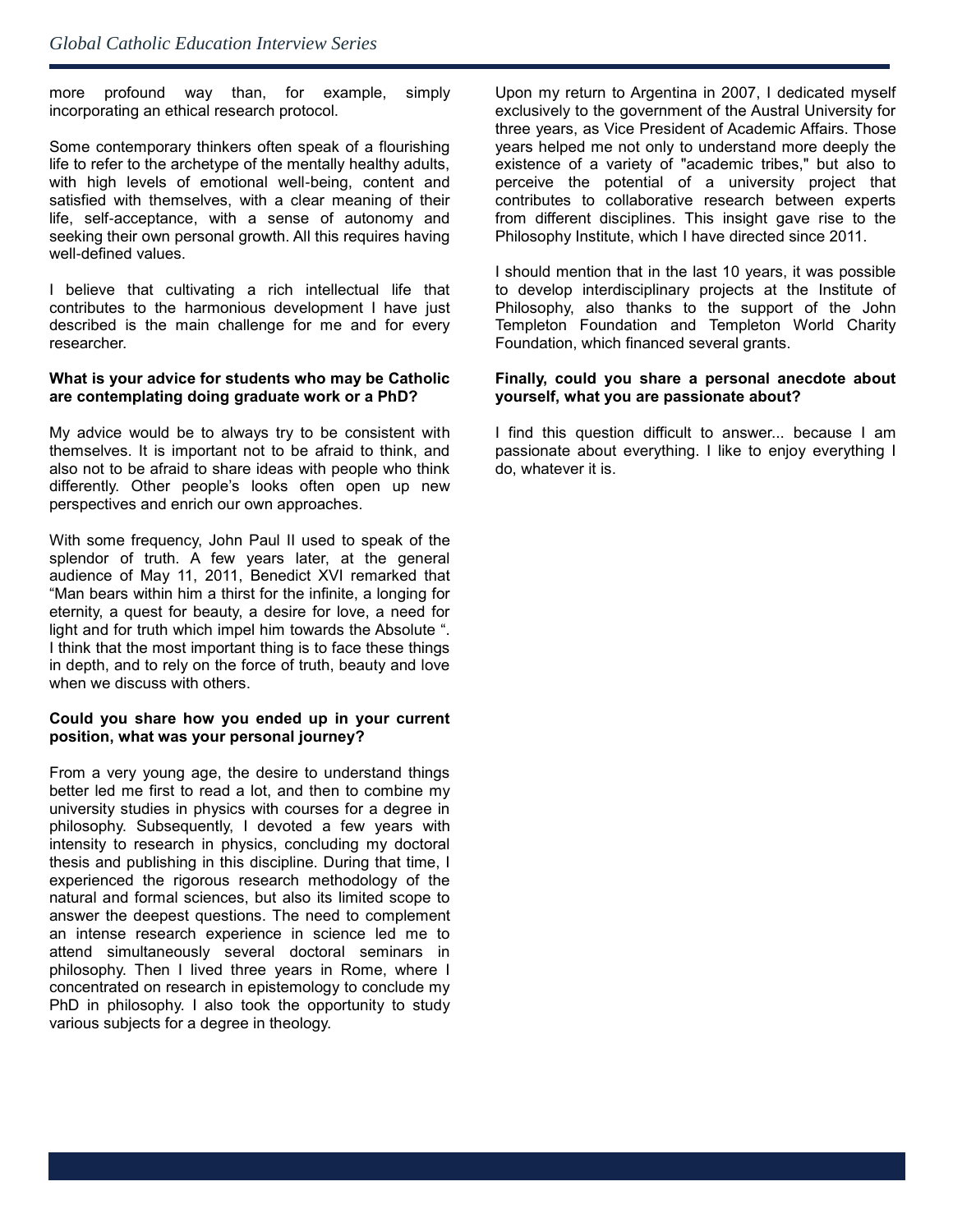more profound way than, for example, simply incorporating an ethical research protocol.

Some contemporary thinkers often speak of a flourishing life to refer to the archetype of the mentally healthy adults, with high levels of emotional well-being, content and satisfied with themselves, with a clear meaning of their life, self-acceptance, with a sense of autonomy and seeking their own personal growth. All this requires having well-defined values.

I believe that cultivating a rich intellectual life that contributes to the harmonious development I have just described is the main challenge for me and for every researcher.

**What is your advice for students who may be Catholic are contemplating doing graduate work or a PhD?**

My advice would be to always try to be consistent with themselves. It is important not to be afraid to think, and also not to be afraid to share ideas with people who think differently. Other people's looks often open up new perspectives and enrich our own approaches.

With some frequency, John Paul II used to speak of the splendor of truth. A few years later, at the general audience of May 11, 2011, Benedict XVI remarked that "Man bears within him a thirst for the infinite, a longing for eternity, a quest for beauty, a desire for love, a need for light and for truth which impel him towards the Absolute ". I think that the most important thing is to face these things in depth, and to rely on the force of truth, beauty and love when we discuss with others.

**Could you share how you ended up in your current position, what was your personal journey?**

From a very young age, the desire to understand things better led me first to read a lot, and then to combine my university studies in physics with courses for a degree in philosophy. Subsequently, I devoted a few years with intensity to research in physics, concluding my doctoral thesis and publishing in this discipline. During that time, I experienced the rigorous research methodology of the natural and formal sciences, but also its limited scope to answer the deepest questions. The need to complement an intense research experience in science led me to attend simultaneously several doctoral seminars in philosophy. Then I lived three years in Rome, where I concentrated on research in epistemology to conclude my PhD in philosophy. I also took the opportunity to study various subjects for a degree in theology.

Upon my return to Argentina in 2007, I dedicated myself exclusively to the government of the Austral University for three years, as Vice President of Academic Affairs. Those years helped me not only to understand more deeply the existence of a variety of "academic tribes," but also to perceive the potential of a university project that contributes to collaborative research between experts from different disciplines. This insight gave rise to the Philosophy Institute, which I have directed since 2011.

I should mention that in the last 10 years, it was possible to develop interdisciplinary projects at the Institute of Philosophy, also thanks to the support of the John Templeton Foundation and Templeton World Charity Foundation, which financed several grants.

**Finally, could you share a personal anecdote about yourself, what you are passionate about?**

I find this question difficult to answer... because I am passionate about everything. I like to enjoy everything I do, whatever it is.